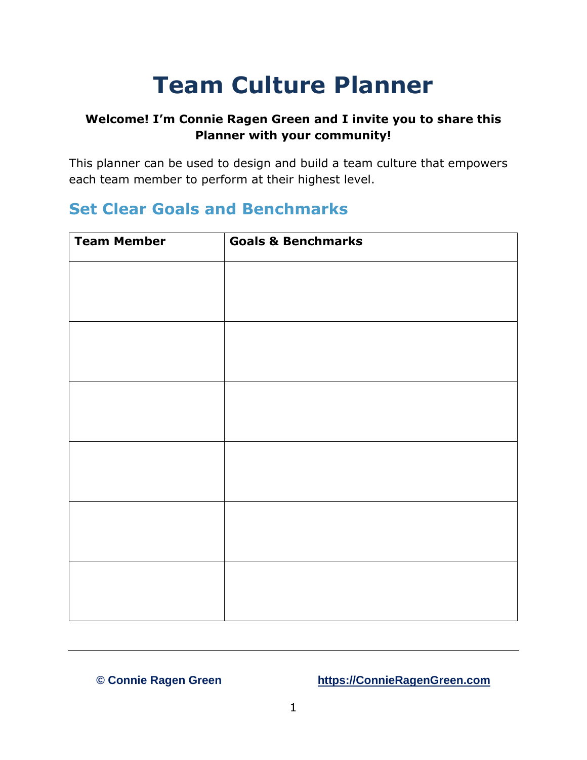# Team Culture Planner

**Welcome! I'm Connie Ragen Green and I invite you to share this Planner with your community!**

This planner can be used to design and build a team culture that empowers each team member to perform at their highest level.

## Set Clear Goals and Benchmarks

| Team Member | Goals & Benchmarks |
| --- | --- |
| | |
| | |
| | |
| | |
| | |
| | |

© Connie Ragen Green https://ConnieRagenGreen.com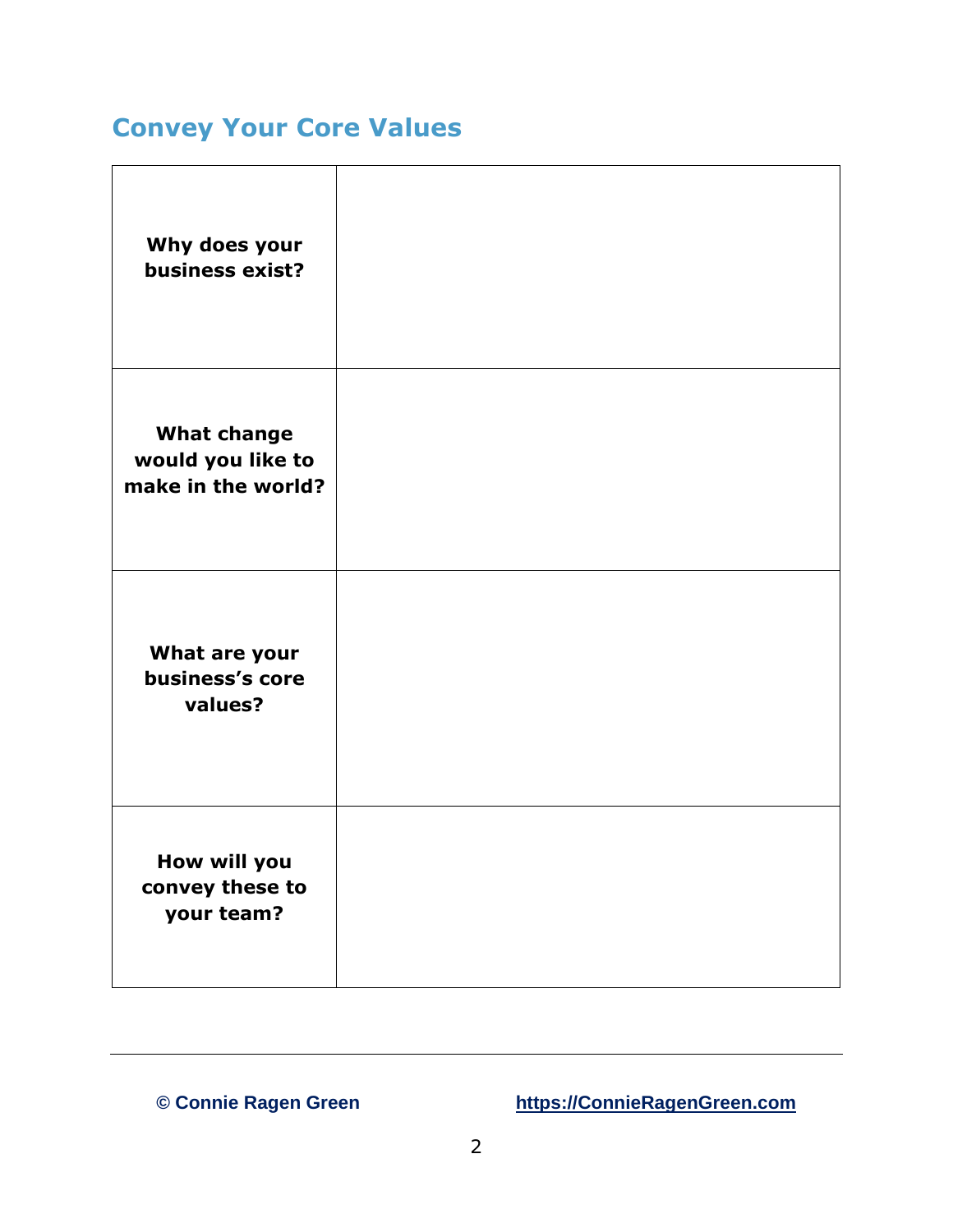## Convey Your Core Values

| | |
|---|---|
| **Why does your business exist?** | |
| **What change would you like to make in the world?** | |
| **What are your business's core values?** | |
| **How will you convey these to your team?** | |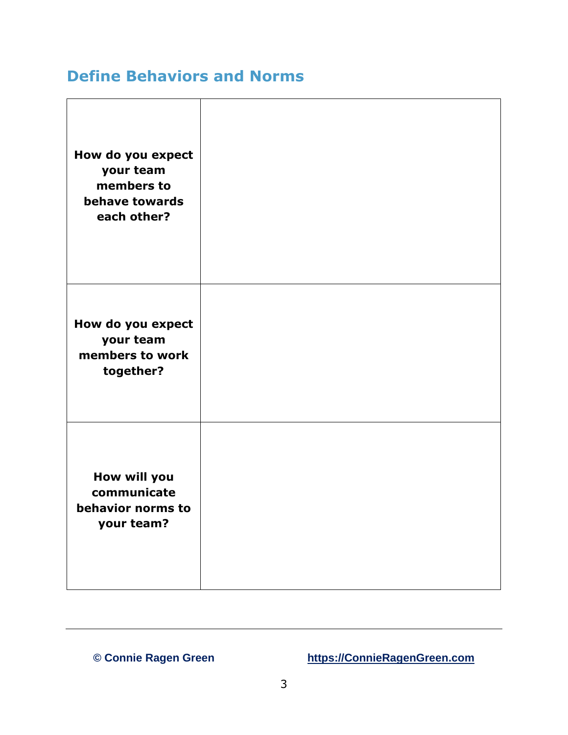## Define Behaviors and Norms

| | |
|---|---|
| **How do you expect your team members to behave towards each other?** | |
| **How do you expect your team members to work together?** | |
| **How will you communicate behavior norms to your team?** | |

© Connie Ragen Green https://ConnieRagenGreen.com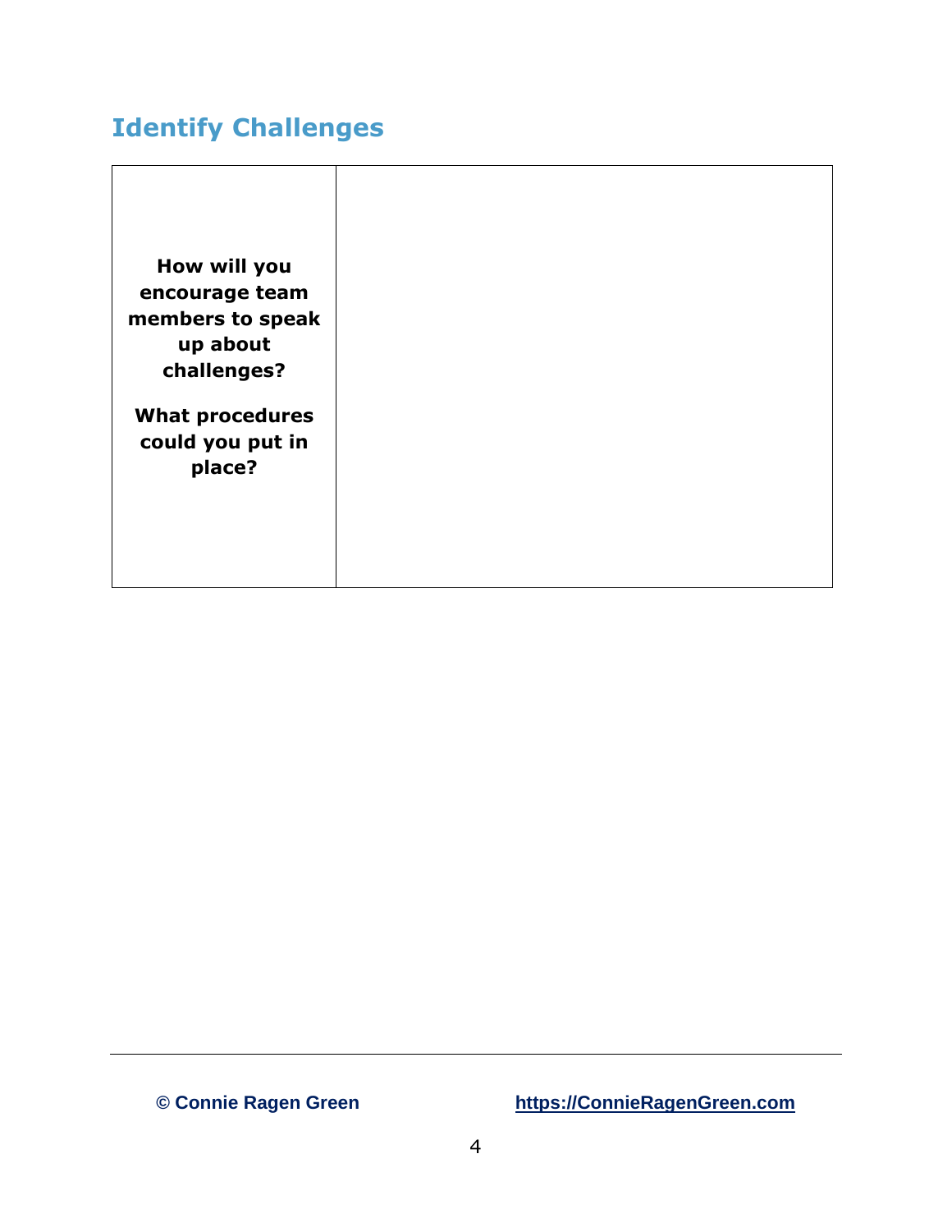## Identify Challenges

| | |
|---|---|
| **How will you encourage team members to speak up about challenges?**<br><br>**What procedures could you put in place?** | |

© Connie Ragen Green    https://ConnieRagenGreen.com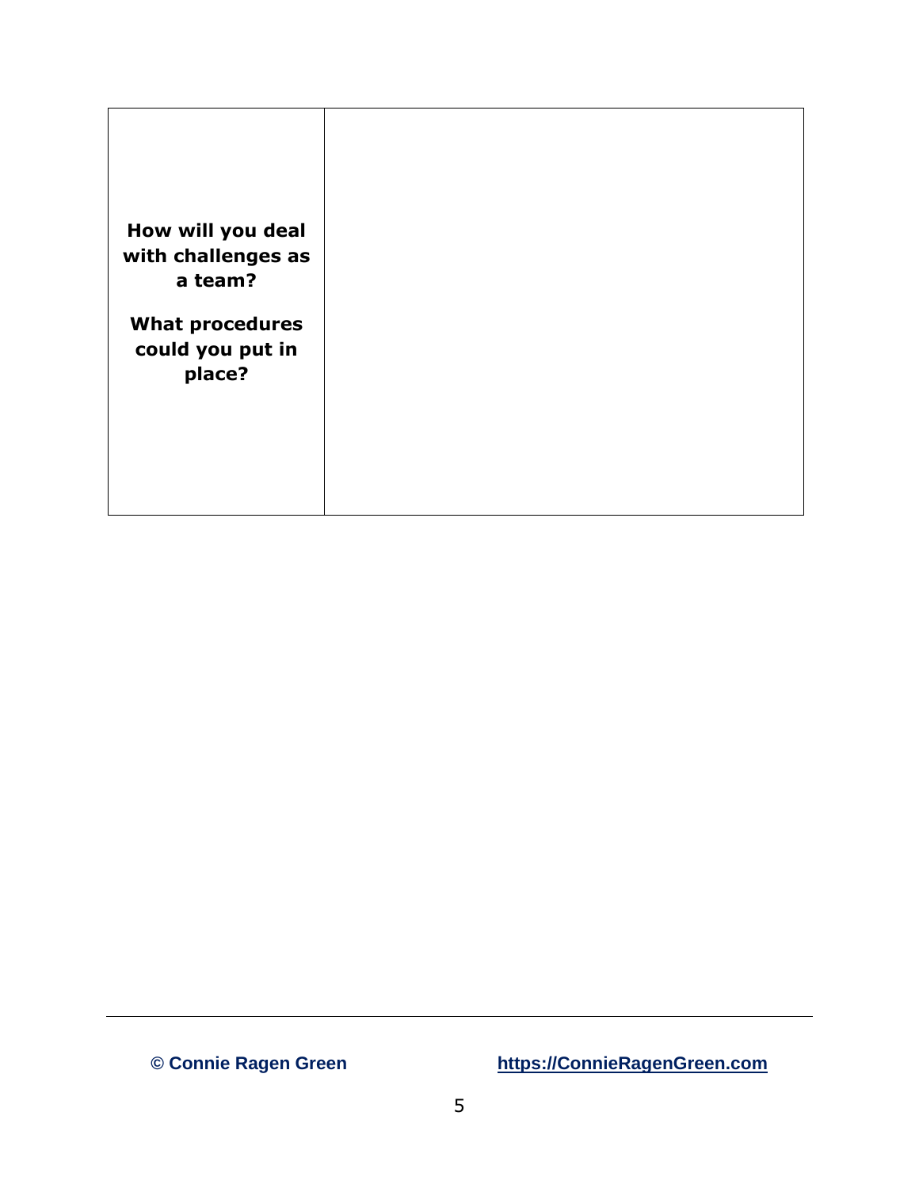| **How will you deal with challenges as a team?** **What procedures could you put in place?** | |
| --- | --- |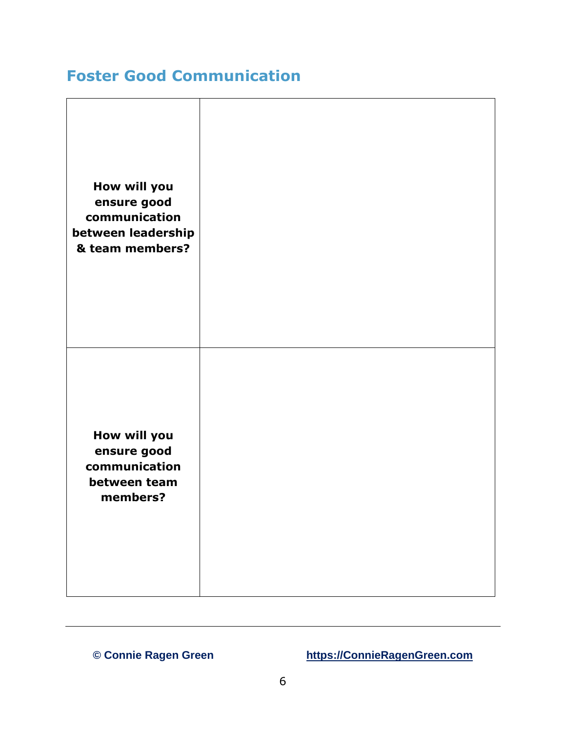## Foster Good Communication

| | |
|---|---|
| **How will you ensure good communication between leadership & team members?** | |
| **How will you ensure good communication between team members?** | |

© Connie Ragen Green https://ConnieRagenGreen.com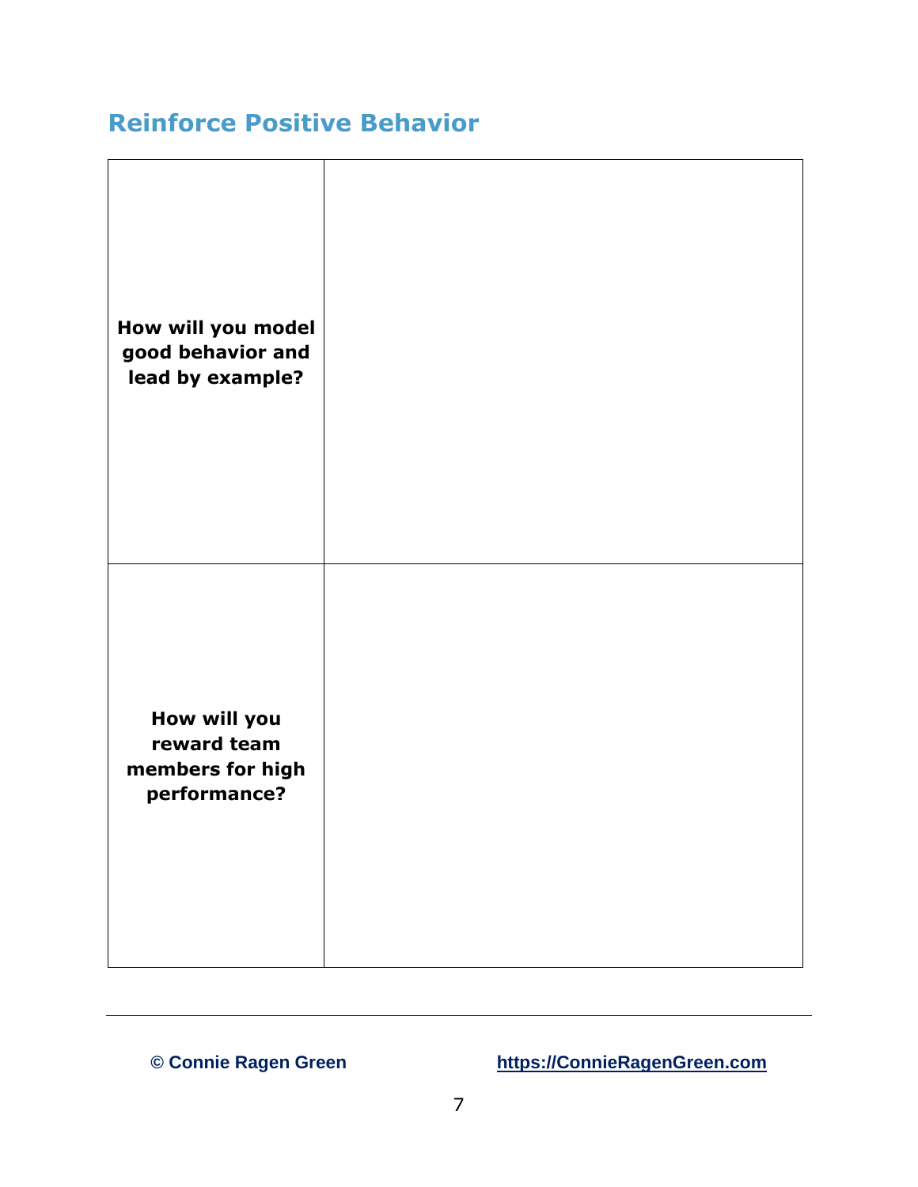## Reinforce Positive Behavior

| | |
|---|---|
| **How will you model good behavior and lead by example?** | |
| **How will you reward team members for high performance?** | |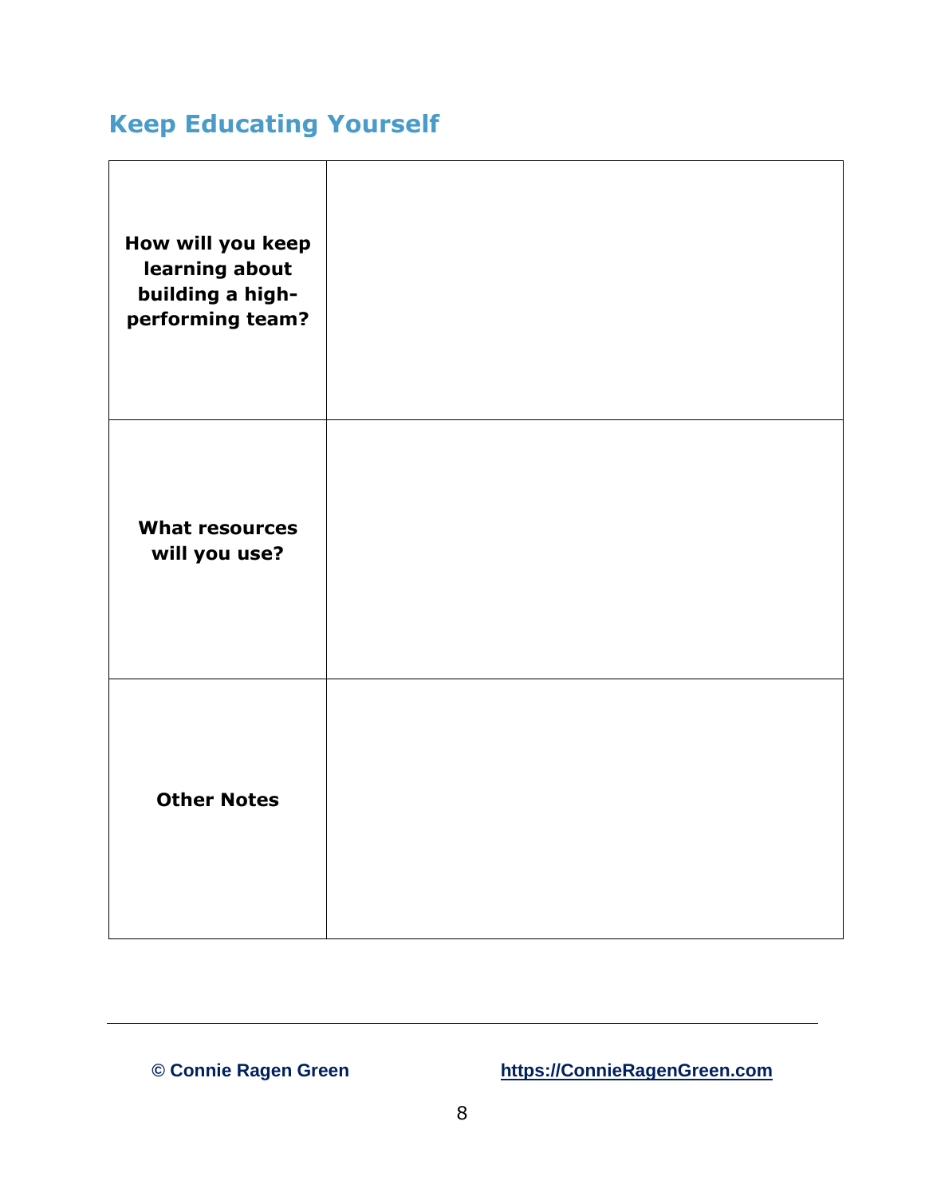## Keep Educating Yourself

| | |
|---|---|
| **How will you keep learning about building a high-performing team?** | |
| **What resources will you use?** | |
| **Other Notes** | |

**© Connie Ragen Green** **https://ConnieRagenGreen.com**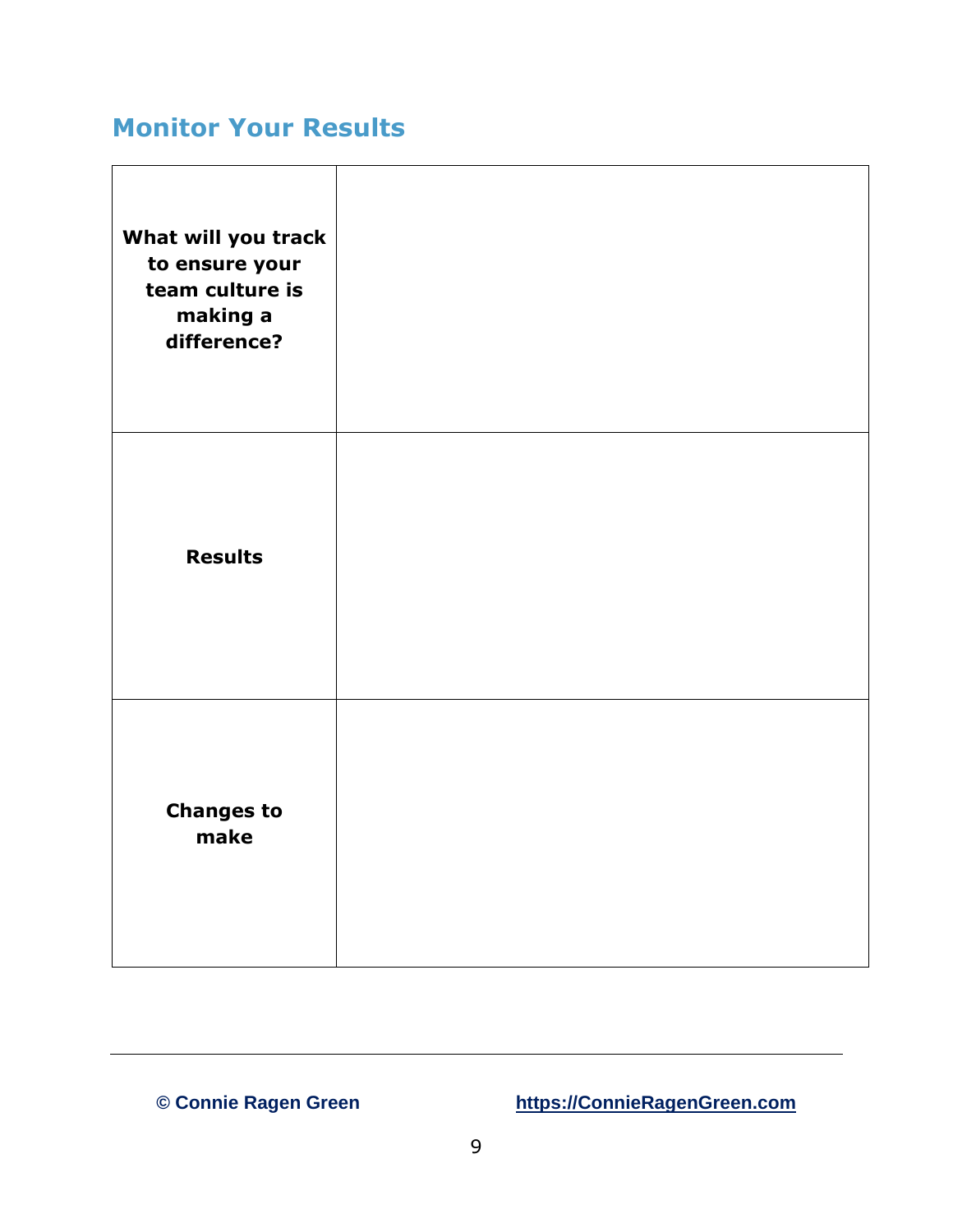## Monitor Your Results

| | |
|---|---|
| **What will you track to ensure your team culture is making a difference?** | |
| **Results** | |
| **Changes to make** | |

© Connie Ragen Green https://ConnieRagenGreen.com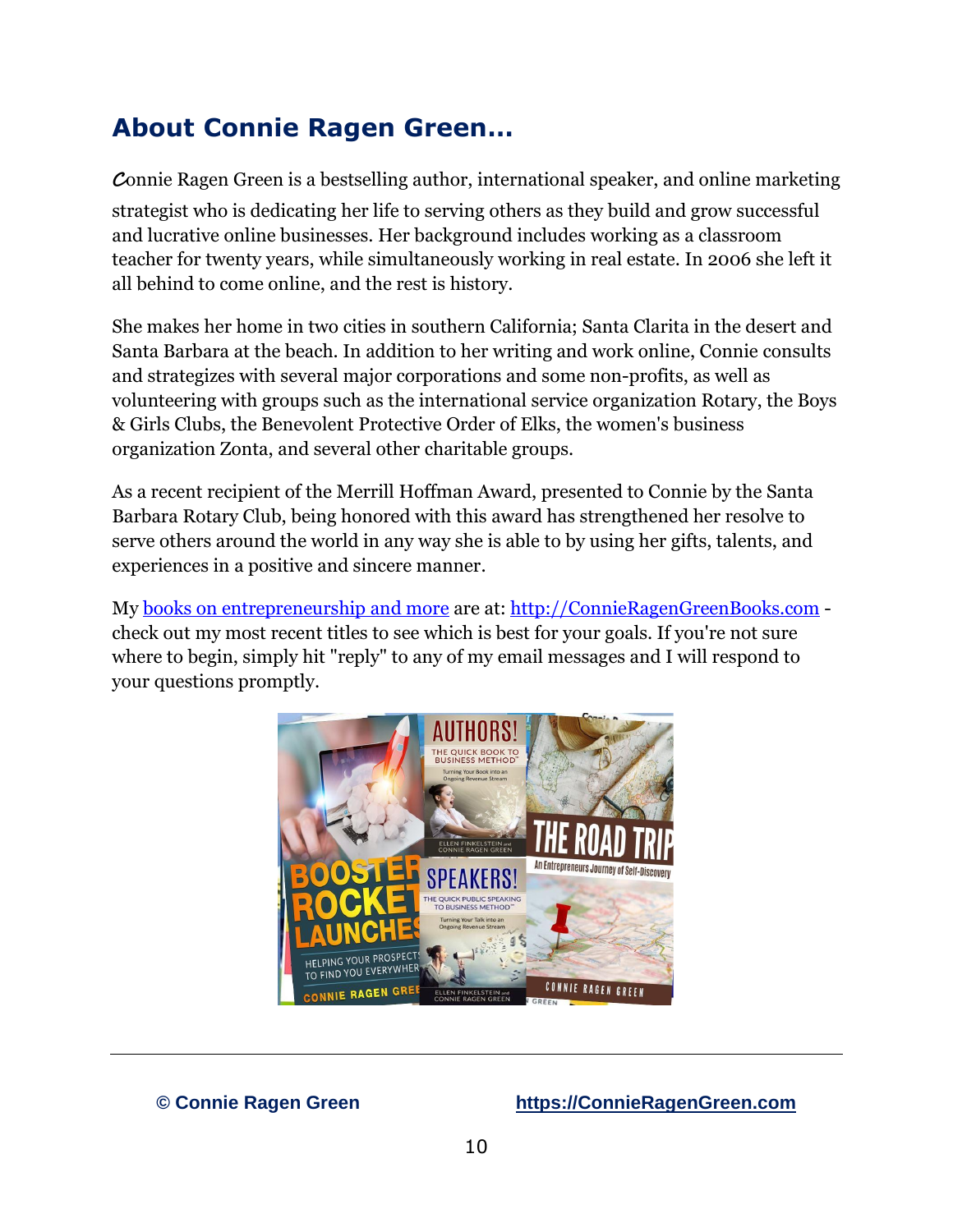## About Connie Ragen Green...

Connie Ragen Green is a bestselling author, international speaker, and online marketing strategist who is dedicating her life to serving others as they build and grow successful and lucrative online businesses. Her background includes working as a classroom teacher for twenty years, while simultaneously working in real estate. In 2006 she left it all behind to come online, and the rest is history.

She makes her home in two cities in southern California; Santa Clarita in the desert and Santa Barbara at the beach. In addition to her writing and work online, Connie consults and strategizes with several major corporations and some non-profits, as well as volunteering with groups such as the international service organization Rotary, the Boys & Girls Clubs, the Benevolent Protective Order of Elks, the women's business organization Zonta, and several other charitable groups.

As a recent recipient of the Merrill Hoffman Award, presented to Connie by the Santa Barbara Rotary Club, being honored with this award has strengthened her resolve to serve others around the world in any way she is able to by using her gifts, talents, and experiences in a positive and sincere manner.

My [books on entrepreneurship and more](http://ConnieRagenGreenBooks.com) are at: [http://ConnieRagenGreenBooks.com](http://ConnieRagenGreenBooks.com) - check out my most recent titles to see which is best for your goals. If you're not sure where to begin, simply hit "reply" to any of my email messages and I will respond to your questions promptly.

© Connie Ragen Green [https://ConnieRagenGreen.com](https://ConnieRagenGreen.com)